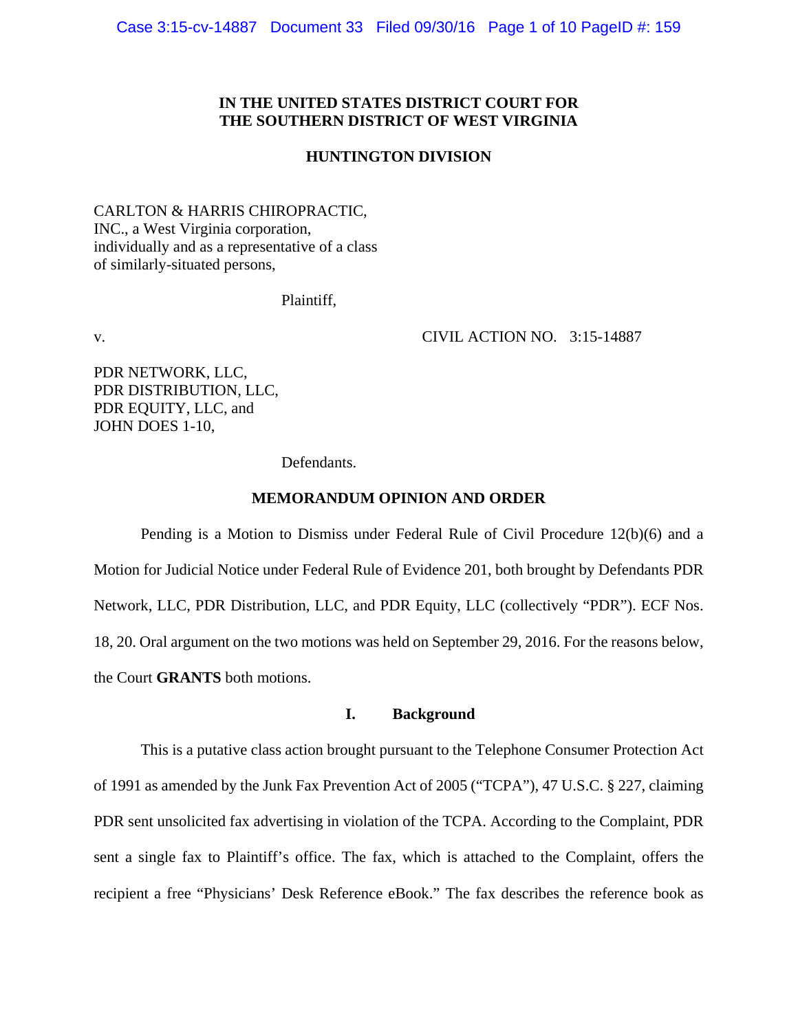**IN THE UNITED STATES DISTRICT COURT FOR THE SOUTHERN DISTRICT OF WEST VIRGINIA**

**HUNTINGTON DIVISION**

CARLTON & HARRIS CHIROPRACTIC, INC., a West Virginia corporation, individually and as a representative of a class of similarly-situated persons,

Plaintiff,

v. CIVIL ACTION NO. 3:15-14887

PDR NETWORK, LLC, PDR DISTRIBUTION, LLC, PDR EQUITY, LLC, and JOHN DOES 1-10,

Defendants.

**MEMORANDUM OPINION AND ORDER**

Pending is a Motion to Dismiss under Federal Rule of Civil Procedure 12(b)(6) and a Motion for Judicial Notice under Federal Rule of Evidence 201, both brought by Defendants PDR Network, LLC, PDR Distribution, LLC, and PDR Equity, LLC (collectively "PDR"). ECF Nos. 18, 20. Oral argument on the two motions was held on September 29, 2016. For the reasons below, the Court **GRANTS** both motions.

## I. Background

This is a putative class action brought pursuant to the Telephone Consumer Protection Act of 1991 as amended by the Junk Fax Prevention Act of 2005 ("TCPA"), 47 U.S.C. § 227, claiming PDR sent unsolicited fax advertising in violation of the TCPA. According to the Complaint, PDR sent a single fax to Plaintiff's office. The fax, which is attached to the Complaint, offers the recipient a free "Physicians' Desk Reference eBook." The fax describes the reference book as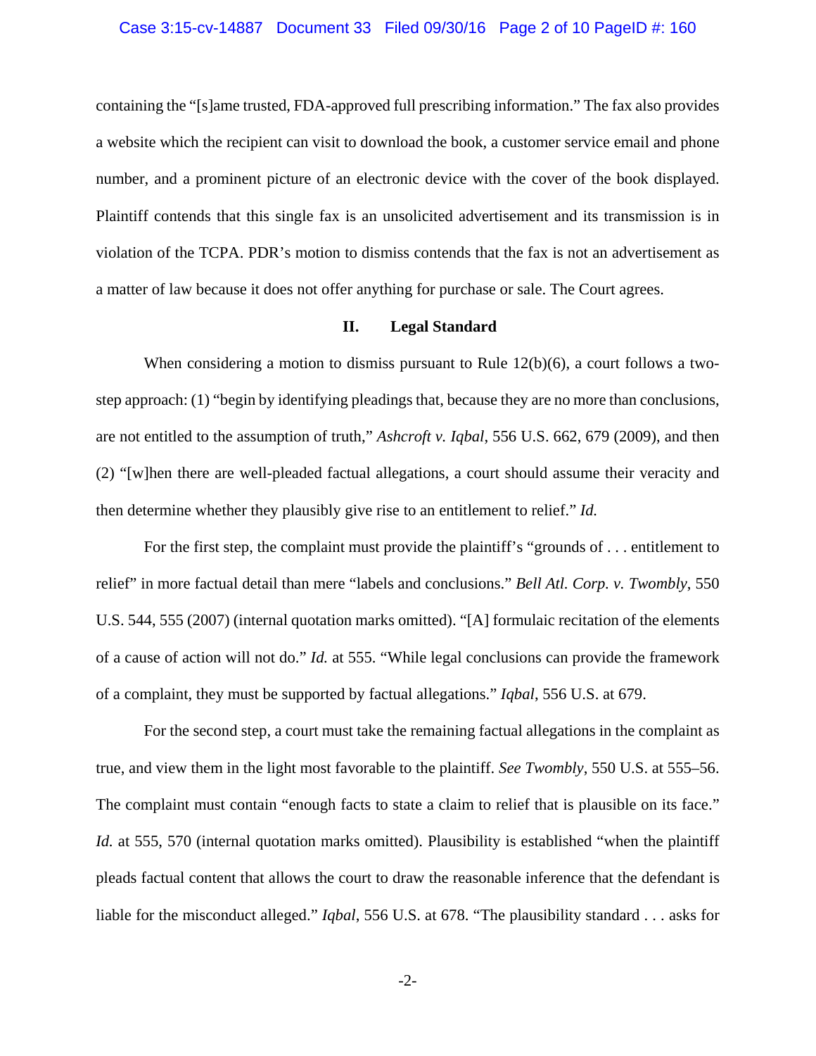containing the "[s]ame trusted, FDA-approved full prescribing information." The fax also provides a website which the recipient can visit to download the book, a customer service email and phone number, and a prominent picture of an electronic device with the cover of the book displayed. Plaintiff contends that this single fax is an unsolicited advertisement and its transmission is in violation of the TCPA. PDR's motion to dismiss contends that the fax is not an advertisement as a matter of law because it does not offer anything for purchase or sale. The Court agrees.

## II. Legal Standard

When considering a motion to dismiss pursuant to Rule 12(b)(6), a court follows a two-step approach: (1) "begin by identifying pleadings that, because they are no more than conclusions, are not entitled to the assumption of truth," *Ashcroft v. Iqbal*, 556 U.S. 662, 679 (2009), and then (2) "[w]hen there are well-pleaded factual allegations, a court should assume their veracity and then determine whether they plausibly give rise to an entitlement to relief." *Id.*

For the first step, the complaint must provide the plaintiff's "grounds of . . . entitlement to relief" in more factual detail than mere "labels and conclusions." *Bell Atl. Corp. v. Twombly*, 550 U.S. 544, 555 (2007) (internal quotation marks omitted). "[A] formulaic recitation of the elements of a cause of action will not do." *Id.* at 555. "While legal conclusions can provide the framework of a complaint, they must be supported by factual allegations." *Iqbal*, 556 U.S. at 679.

For the second step, a court must take the remaining factual allegations in the complaint as true, and view them in the light most favorable to the plaintiff. *See Twombly*, 550 U.S. at 555–56. The complaint must contain "enough facts to state a claim to relief that is plausible on its face." *Id.* at 555, 570 (internal quotation marks omitted). Plausibility is established "when the plaintiff pleads factual content that allows the court to draw the reasonable inference that the defendant is liable for the misconduct alleged." *Iqbal*, 556 U.S. at 678. "The plausibility standard . . . asks for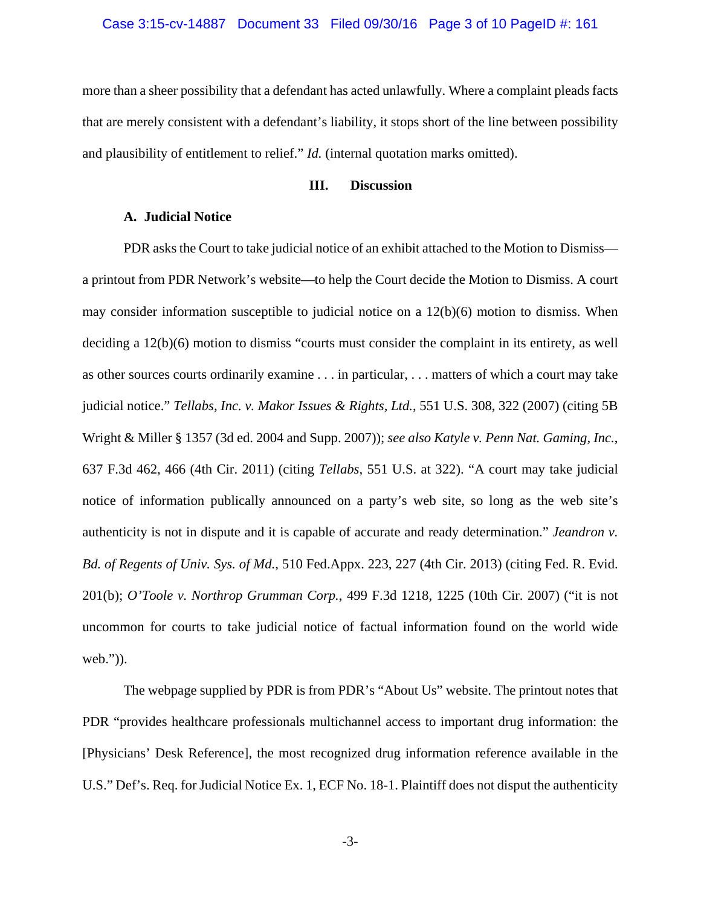more than a sheer possibility that a defendant has acted unlawfully. Where a complaint pleads facts that are merely consistent with a defendant's liability, it stops short of the line between possibility and plausibility of entitlement to relief." *Id.* (internal quotation marks omitted).

## III. Discussion

### A. Judicial Notice

PDR asks the Court to take judicial notice of an exhibit attached to the Motion to Dismiss—a printout from PDR Network's website—to help the Court decide the Motion to Dismiss. A court may consider information susceptible to judicial notice on a 12(b)(6) motion to dismiss. When deciding a 12(b)(6) motion to dismiss "courts must consider the complaint in its entirety, as well as other sources courts ordinarily examine . . . in particular, . . . matters of which a court may take judicial notice." *Tellabs, Inc. v. Makor Issues & Rights, Ltd.*, 551 U.S. 308, 322 (2007) (citing 5B Wright & Miller § 1357 (3d ed. 2004 and Supp. 2007)); *see also Katyle v. Penn Nat. Gaming, Inc.*, 637 F.3d 462, 466 (4th Cir. 2011) (citing *Tellabs*, 551 U.S. at 322). "A court may take judicial notice of information publically announced on a party's web site, so long as the web site's authenticity is not in dispute and it is capable of accurate and ready determination." *Jeandron v. Bd. of Regents of Univ. Sys. of Md.*, 510 Fed.Appx. 223, 227 (4th Cir. 2013) (citing Fed. R. Evid. 201(b); *O'Toole v. Northrop Grumman Corp.*, 499 F.3d 1218, 1225 (10th Cir. 2007) ("it is not uncommon for courts to take judicial notice of factual information found on the world wide web.")).

The webpage supplied by PDR is from PDR's "About Us" website. The printout notes that PDR "provides healthcare professionals multichannel access to important drug information: the [Physicians' Desk Reference], the most recognized drug information reference available in the U.S." Def's. Req. for Judicial Notice Ex. 1, ECF No. 18-1. Plaintiff does not disput the authenticity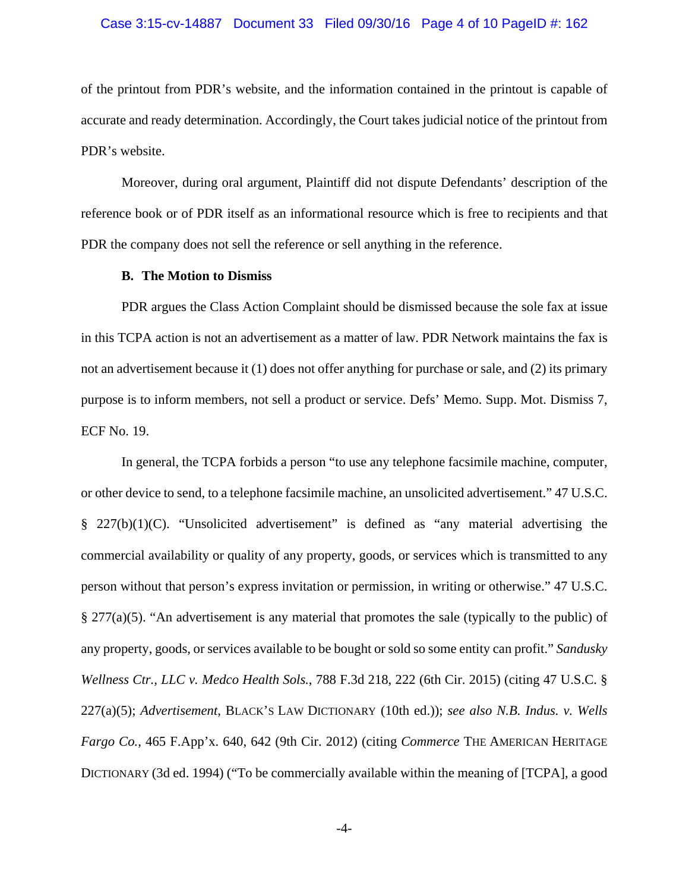of the printout from PDR's website, and the information contained in the printout is capable of accurate and ready determination. Accordingly, the Court takes judicial notice of the printout from PDR's website.

Moreover, during oral argument, Plaintiff did not dispute Defendants' description of the reference book or of PDR itself as an informational resource which is free to recipients and that PDR the company does not sell the reference or sell anything in the reference.

**B. The Motion to Dismiss**

PDR argues the Class Action Complaint should be dismissed because the sole fax at issue in this TCPA action is not an advertisement as a matter of law. PDR Network maintains the fax is not an advertisement because it (1) does not offer anything for purchase or sale, and (2) its primary purpose is to inform members, not sell a product or service. Defs' Memo. Supp. Mot. Dismiss 7, ECF No. 19.

In general, the TCPA forbids a person "to use any telephone facsimile machine, computer, or other device to send, to a telephone facsimile machine, an unsolicited advertisement." 47 U.S.C. § 227(b)(1)(C). "Unsolicited advertisement" is defined as "any material advertising the commercial availability or quality of any property, goods, or services which is transmitted to any person without that person's express invitation or permission, in writing or otherwise." 47 U.S.C. § 277(a)(5). "An advertisement is any material that promotes the sale (typically to the public) of any property, goods, or services available to be bought or sold so some entity can profit." *Sandusky Wellness Ctr., LLC v. Medco Health Sols.*, 788 F.3d 218, 222 (6th Cir. 2015) (citing 47 U.S.C. § 227(a)(5); *Advertisement*, BLACK'S LAW DICTIONARY (10th ed.)); *see also N.B. Indus. v. Wells Fargo Co.*, 465 F.App'x. 640, 642 (9th Cir. 2012) (citing *Commerce* THE AMERICAN HERITAGE DICTIONARY (3d ed. 1994) ("To be commercially available within the meaning of [TCPA], a good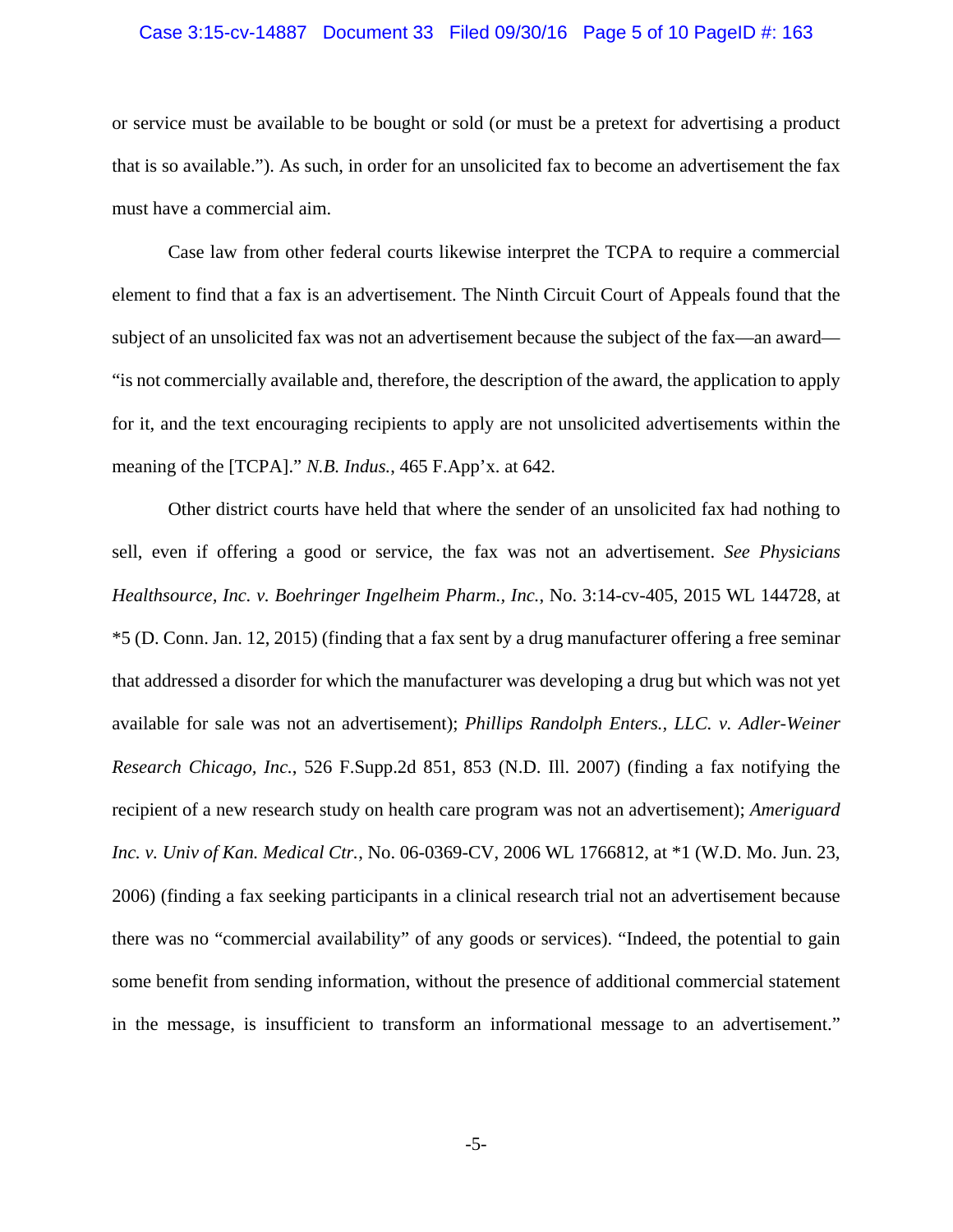or service must be available to be bought or sold (or must be a pretext for advertising a product that is so available."). As such, in order for an unsolicited fax to become an advertisement the fax must have a commercial aim.

Case law from other federal courts likewise interpret the TCPA to require a commercial element to find that a fax is an advertisement. The Ninth Circuit Court of Appeals found that the subject of an unsolicited fax was not an advertisement because the subject of the fax—an award—"is not commercially available and, therefore, the description of the award, the application to apply for it, and the text encouraging recipients to apply are not unsolicited advertisements within the meaning of the [TCPA]." *N.B. Indus.*, 465 F.App'x. at 642.

Other district courts have held that where the sender of an unsolicited fax had nothing to sell, even if offering a good or service, the fax was not an advertisement. *See Physicians Healthsource, Inc. v. Boehringer Ingelheim Pharm., Inc.*, No. 3:14-cv-405, 2015 WL 144728, at *5 (D. Conn. Jan. 12, 2015) (finding that a fax sent by a drug manufacturer offering a free seminar that addressed a disorder for which the manufacturer was developing a drug but which was not yet available for sale was not an advertisement); *Phillips Randolph Enters., LLC. v. Adler-Weiner Research Chicago, Inc.*, 526 F.Supp.2d 851, 853 (N.D. Ill. 2007) (finding a fax notifying the recipient of a new research study on health care program was not an advertisement); *Ameriguard Inc. v. Univ of Kan. Medical Ctr.*, No. 06-0369-CV, 2006 WL 1766812, at *1 (W.D. Mo. Jun. 23, 2006) (finding a fax seeking participants in a clinical research trial not an advertisement because there was no "commercial availability" of any goods or services). "Indeed, the potential to gain some benefit from sending information, without the presence of additional commercial statement in the message, is insufficient to transform an informational message to an advertisement."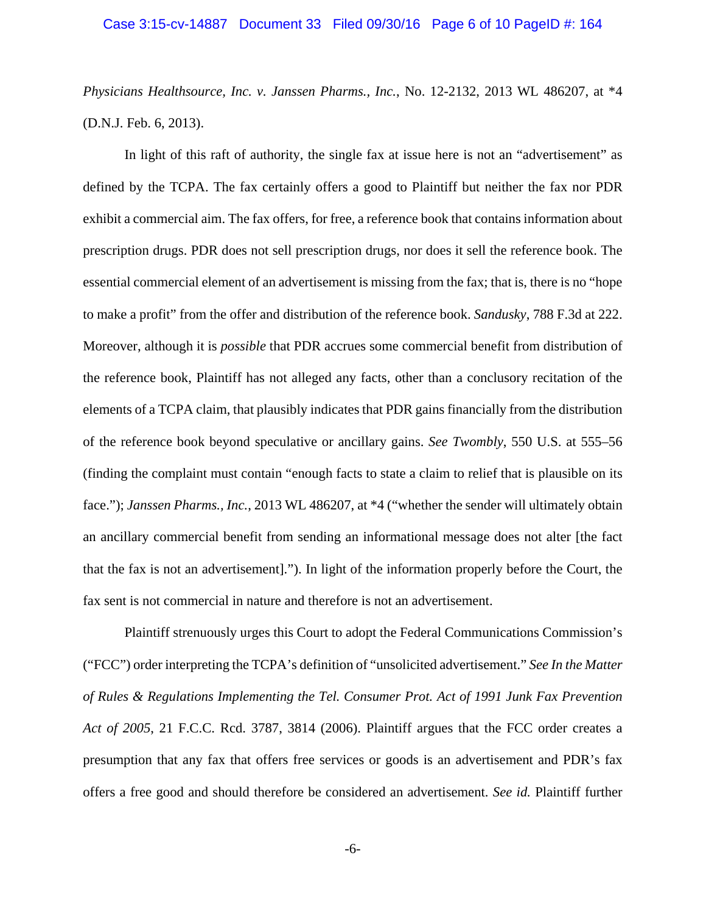*Physicians Healthsource, Inc. v. Janssen Pharms., Inc.*, No. 12-2132, 2013 WL 486207, at *4 (D.N.J. Feb. 6, 2013).

In light of this raft of authority, the single fax at issue here is not an "advertisement" as defined by the TCPA. The fax certainly offers a good to Plaintiff but neither the fax nor PDR exhibit a commercial aim. The fax offers, for free, a reference book that contains information about prescription drugs. PDR does not sell prescription drugs, nor does it sell the reference book. The essential commercial element of an advertisement is missing from the fax; that is, there is no "hope to make a profit" from the offer and distribution of the reference book. *Sandusky*, 788 F.3d at 222. Moreover, although it is *possible* that PDR accrues some commercial benefit from distribution of the reference book, Plaintiff has not alleged any facts, other than a conclusory recitation of the elements of a TCPA claim, that plausibly indicates that PDR gains financially from the distribution of the reference book beyond speculative or ancillary gains. *See Twombly*, 550 U.S. at 555–56 (finding the complaint must contain "enough facts to state a claim to relief that is plausible on its face."); *Janssen Pharms., Inc.*, 2013 WL 486207, at *4 ("whether the sender will ultimately obtain an ancillary commercial benefit from sending an informational message does not alter [the fact that the fax is not an advertisement]."). In light of the information properly before the Court, the fax sent is not commercial in nature and therefore is not an advertisement.

Plaintiff strenuously urges this Court to adopt the Federal Communications Commission's ("FCC") order interpreting the TCPA's definition of "unsolicited advertisement." *See In the Matter of Rules & Regulations Implementing the Tel. Consumer Prot. Act of 1991 Junk Fax Prevention Act of 2005*, 21 F.C.C. Rcd. 3787, 3814 (2006). Plaintiff argues that the FCC order creates a presumption that any fax that offers free services or goods is an advertisement and PDR's fax offers a free good and should therefore be considered an advertisement. *See id.* Plaintiff further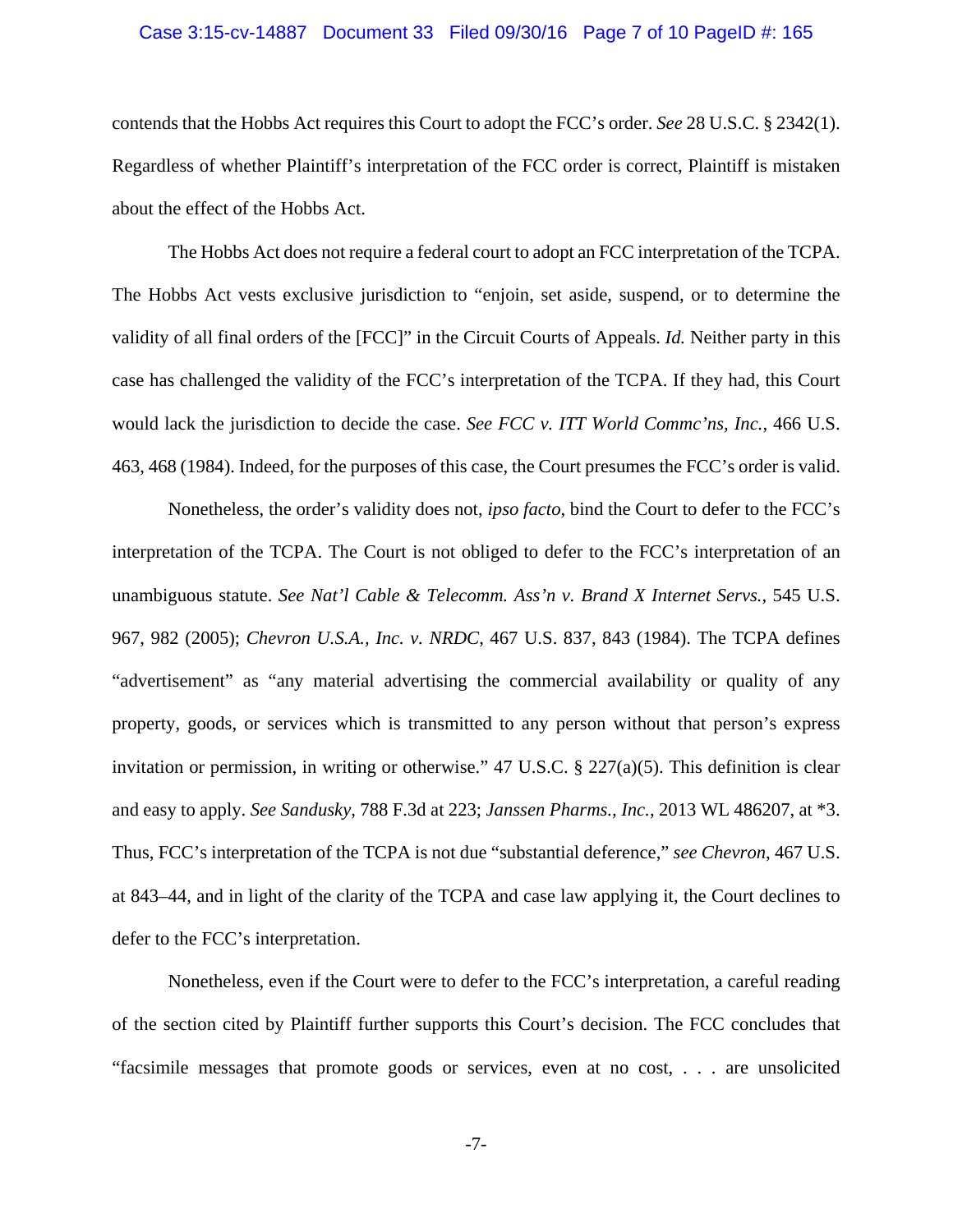contends that the Hobbs Act requires this Court to adopt the FCC's order. *See* 28 U.S.C. § 2342(1). Regardless of whether Plaintiff's interpretation of the FCC order is correct, Plaintiff is mistaken about the effect of the Hobbs Act.

The Hobbs Act does not require a federal court to adopt an FCC interpretation of the TCPA. The Hobbs Act vests exclusive jurisdiction to "enjoin, set aside, suspend, or to determine the validity of all final orders of the [FCC]" in the Circuit Courts of Appeals. *Id.* Neither party in this case has challenged the validity of the FCC's interpretation of the TCPA. If they had, this Court would lack the jurisdiction to decide the case. *See FCC v. ITT World Commc'ns, Inc.*, 466 U.S. 463, 468 (1984). Indeed, for the purposes of this case, the Court presumes the FCC's order is valid.

Nonetheless, the order's validity does not, *ipso facto*, bind the Court to defer to the FCC's interpretation of the TCPA. The Court is not obliged to defer to the FCC's interpretation of an unambiguous statute. *See Nat'l Cable & Telecomm. Ass'n v. Brand X Internet Servs.*, 545 U.S. 967, 982 (2005); *Chevron U.S.A., Inc. v. NRDC*, 467 U.S. 837, 843 (1984). The TCPA defines "advertisement" as "any material advertising the commercial availability or quality of any property, goods, or services which is transmitted to any person without that person's express invitation or permission, in writing or otherwise." 47 U.S.C. § 227(a)(5). This definition is clear and easy to apply. *See Sandusky*, 788 F.3d at 223; *Janssen Pharms., Inc.*, 2013 WL 486207, at *3. Thus, FCC's interpretation of the TCPA is not due "substantial deference," *see Chevron*, 467 U.S. at 843–44, and in light of the clarity of the TCPA and case law applying it, the Court declines to defer to the FCC's interpretation.

Nonetheless, even if the Court were to defer to the FCC's interpretation, a careful reading of the section cited by Plaintiff further supports this Court's decision. The FCC concludes that "facsimile messages that promote goods or services, even at no cost, . . . are unsolicited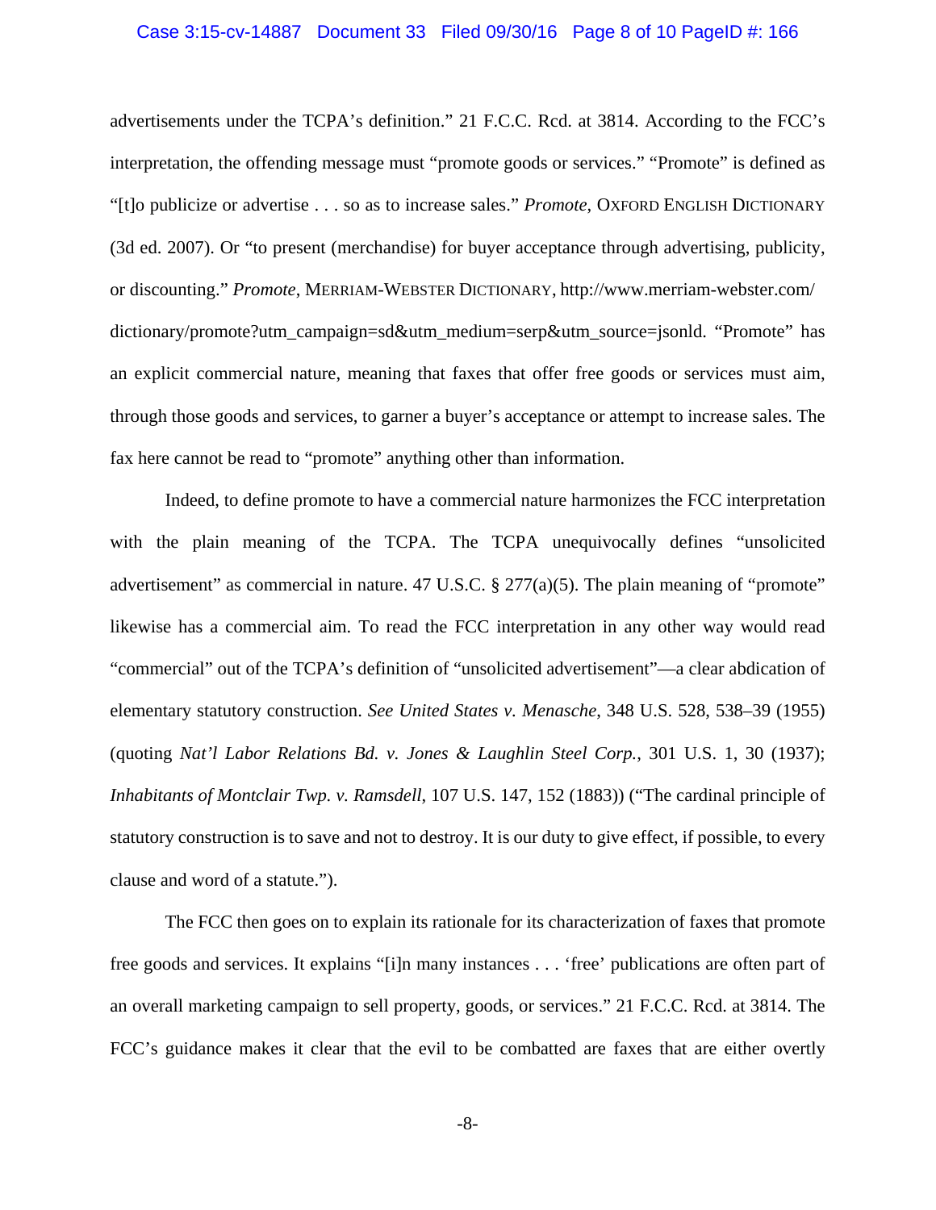advertisements under the TCPA's definition." 21 F.C.C. Rcd. at 3814. According to the FCC's interpretation, the offending message must "promote goods or services." "Promote" is defined as "[t]o publicize or advertise . . . so as to increase sales." *Promote*, OXFORD ENGLISH DICTIONARY (3d ed. 2007). Or "to present (merchandise) for buyer acceptance through advertising, publicity, or discounting." *Promote*, MERRIAM-WEBSTER DICTIONARY, http://www.merriam-webster.com/dictionary/promote?utm_campaign=sd&utm_medium=serp&utm_source=jsonld. "Promote" has an explicit commercial nature, meaning that faxes that offer free goods or services must aim, through those goods and services, to garner a buyer's acceptance or attempt to increase sales. The fax here cannot be read to "promote" anything other than information.

Indeed, to define promote to have a commercial nature harmonizes the FCC interpretation with the plain meaning of the TCPA. The TCPA unequivocally defines "unsolicited advertisement" as commercial in nature. 47 U.S.C. § 277(a)(5). The plain meaning of "promote" likewise has a commercial aim. To read the FCC interpretation in any other way would read "commercial" out of the TCPA's definition of "unsolicited advertisement"—a clear abdication of elementary statutory construction. *See United States v. Menasche*, 348 U.S. 528, 538–39 (1955) (quoting *Nat'l Labor Relations Bd. v. Jones & Laughlin Steel Corp.*, 301 U.S. 1, 30 (1937); *Inhabitants of Montclair Twp. v. Ramsdell*, 107 U.S. 147, 152 (1883)) ("The cardinal principle of statutory construction is to save and not to destroy. It is our duty to give effect, if possible, to every clause and word of a statute.").

The FCC then goes on to explain its rationale for its characterization of faxes that promote free goods and services. It explains "[i]n many instances . . . 'free' publications are often part of an overall marketing campaign to sell property, goods, or services." 21 F.C.C. Rcd. at 3814. The FCC's guidance makes it clear that the evil to be combatted are faxes that are either overtly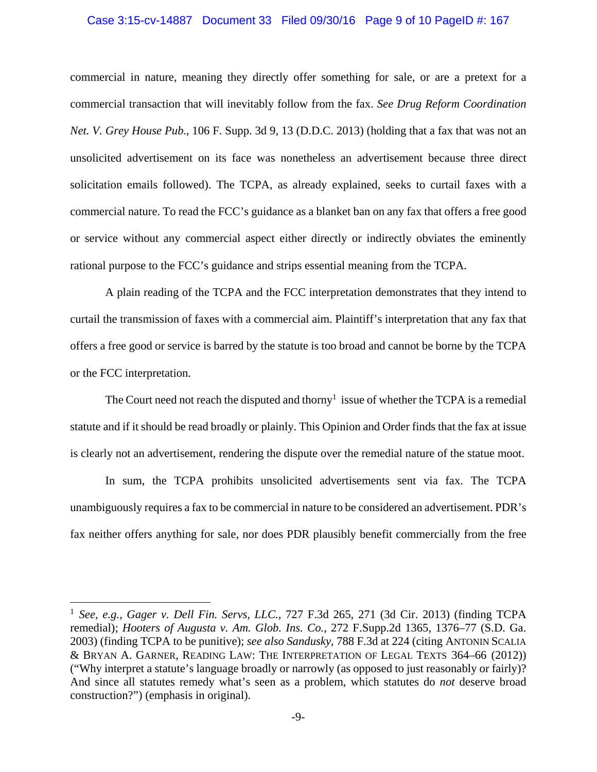commercial in nature, meaning they directly offer something for sale, or are a pretext for a commercial transaction that will inevitably follow from the fax. *See Drug Reform Coordination Net. V. Grey House Pub.*, 106 F. Supp. 3d 9, 13 (D.D.C. 2013) (holding that a fax that was not an unsolicited advertisement on its face was nonetheless an advertisement because three direct solicitation emails followed). The TCPA, as already explained, seeks to curtail faxes with a commercial nature. To read the FCC's guidance as a blanket ban on any fax that offers a free good or service without any commercial aspect either directly or indirectly obviates the eminently rational purpose to the FCC's guidance and strips essential meaning from the TCPA.

A plain reading of the TCPA and the FCC interpretation demonstrates that they intend to curtail the transmission of faxes with a commercial aim. Plaintiff's interpretation that any fax that offers a free good or service is barred by the statute is too broad and cannot be borne by the TCPA or the FCC interpretation.

The Court need not reach the disputed and thorny[1] issue of whether the TCPA is a remedial statute and if it should be read broadly or plainly. This Opinion and Order finds that the fax at issue is clearly not an advertisement, rendering the dispute over the remedial nature of the statue moot.

In sum, the TCPA prohibits unsolicited advertisements sent via fax. The TCPA unambiguously requires a fax to be commercial in nature to be considered an advertisement. PDR's fax neither offers anything for sale, nor does PDR plausibly benefit commercially from the free

---

[1] *See, e.g.*, *Gager v. Dell Fin. Servs, LLC.*, 727 F.3d 265, 271 (3d Cir. 2013) (finding TCPA remedial); *Hooters of Augusta v. Am. Glob. Ins. Co.*, 272 F.Supp.2d 1365, 1376–77 (S.D. Ga. 2003) (finding TCPA to be punitive); *see also Sandusky*, 788 F.3d at 224 (citing ANTONIN SCALIA & BRYAN A. GARNER, READING LAW: THE INTERPRETATION OF LEGAL TEXTS 364–66 (2012)) ("Why interpret a statute's language broadly or narrowly (as opposed to just reasonably or fairly)? And since all statutes remedy what's seen as a problem, which statutes do *not* deserve broad construction?") (emphasis in original).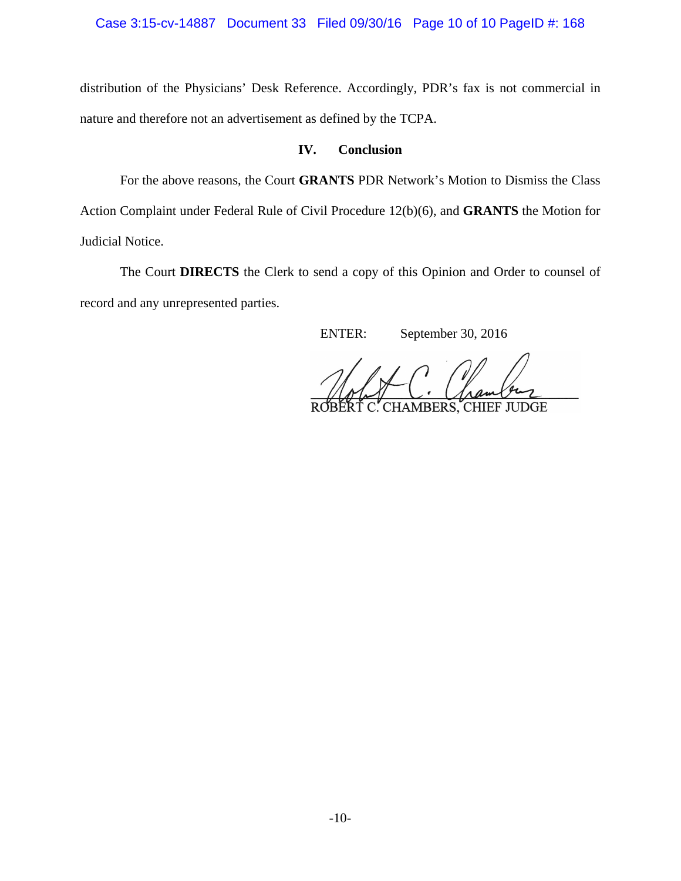distribution of the Physicians' Desk Reference. Accordingly, PDR's fax is not commercial in nature and therefore not an advertisement as defined by the TCPA.

## IV. Conclusion

For the above reasons, the Court **GRANTS** PDR Network's Motion to Dismiss the Class Action Complaint under Federal Rule of Civil Procedure 12(b)(6), and **GRANTS** the Motion for Judicial Notice.

The Court **DIRECTS** the Clerk to send a copy of this Opinion and Order to counsel of record and any unrepresented parties.

ENTER: September 30, 2016

ROBERT C. CHAMBERS, CHIEF JUDGE